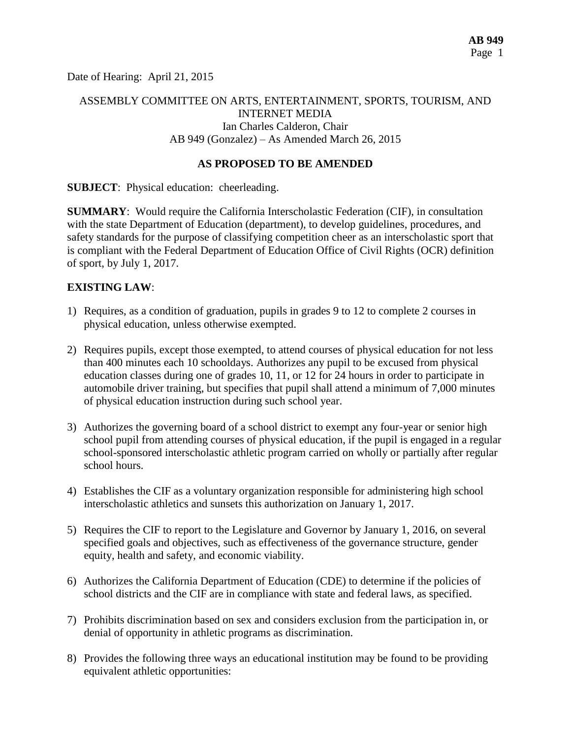Date of Hearing: April 21, 2015

ASSEMBLY COMMITTEE ON ARTS, ENTERTAINMENT, SPORTS, TOURISM, AND INTERNET MEDIA
Ian Charles Calderon, Chair
AB 949 (Gonzalez) – As Amended March 26, 2015

**AS PROPOSED TO BE AMENDED**

**SUBJECT**: Physical education: cheerleading.

**SUMMARY**: Would require the California Interscholastic Federation (CIF), in consultation with the state Department of Education (department), to develop guidelines, procedures, and safety standards for the purpose of classifying competition cheer as an interscholastic sport that is compliant with the Federal Department of Education Office of Civil Rights (OCR) definition of sport, by July 1, 2017.

**EXISTING LAW**:

1) Requires, as a condition of graduation, pupils in grades 9 to 12 to complete 2 courses in physical education, unless otherwise exempted.

2) Requires pupils, except those exempted, to attend courses of physical education for not less than 400 minutes each 10 schooldays. Authorizes any pupil to be excused from physical education classes during one of grades 10, 11, or 12 for 24 hours in order to participate in automobile driver training, but specifies that pupil shall attend a minimum of 7,000 minutes of physical education instruction during such school year.

3) Authorizes the governing board of a school district to exempt any four-year or senior high school pupil from attending courses of physical education, if the pupil is engaged in a regular school-sponsored interscholastic athletic program carried on wholly or partially after regular school hours.

4) Establishes the CIF as a voluntary organization responsible for administering high school interscholastic athletics and sunsets this authorization on January 1, 2017.

5) Requires the CIF to report to the Legislature and Governor by January 1, 2016, on several specified goals and objectives, such as effectiveness of the governance structure, gender equity, health and safety, and economic viability.

6) Authorizes the California Department of Education (CDE) to determine if the policies of school districts and the CIF are in compliance with state and federal laws, as specified.

7) Prohibits discrimination based on sex and considers exclusion from the participation in, or denial of opportunity in athletic programs as discrimination.

8) Provides the following three ways an educational institution may be found to be providing equivalent athletic opportunities: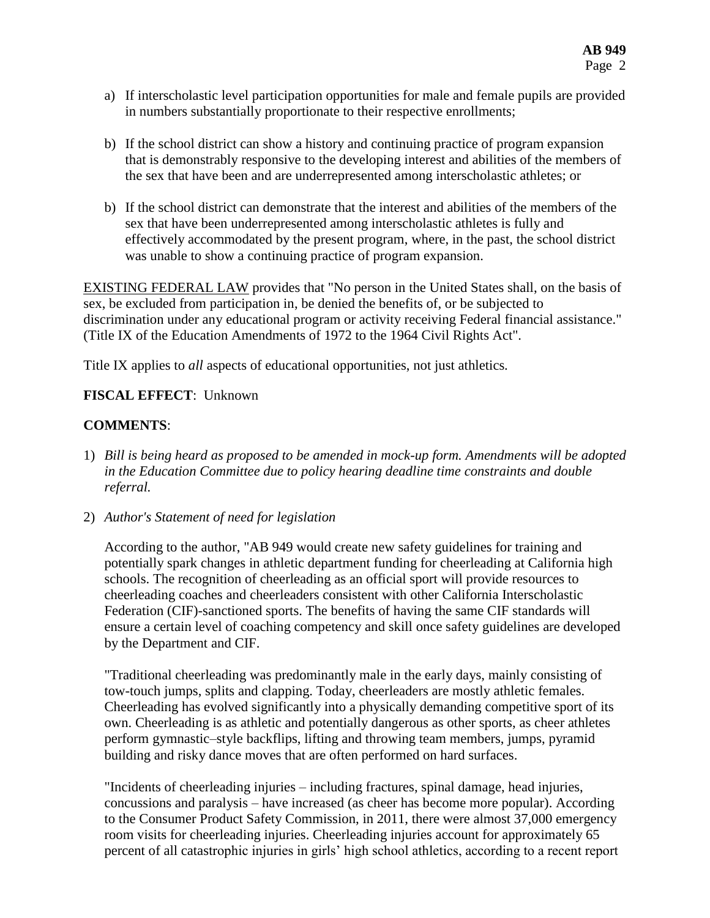a) If interscholastic level participation opportunities for male and female pupils are provided in numbers substantially proportionate to their respective enrollments;

b) If the school district can show a history and continuing practice of program expansion that is demonstrably responsive to the developing interest and abilities of the members of the sex that have been and are underrepresented among interscholastic athletes; or

b) If the school district can demonstrate that the interest and abilities of the members of the sex that have been underrepresented among interscholastic athletes is fully and effectively accommodated by the present program, where, in the past, the school district was unable to show a continuing practice of program expansion.

<u>EXISTING FEDERAL LAW</u> provides that "No person in the United States shall, on the basis of sex, be excluded from participation in, be denied the benefits of, or be subjected to discrimination under any educational program or activity receiving Federal financial assistance." (Title IX of the Education Amendments of 1972 to the 1964 Civil Rights Act".

Title IX applies to *all* aspects of educational opportunities, not just athletics.

**FISCAL EFFECT**: Unknown

**COMMENTS**:

1) *Bill is being heard as proposed to be amended in mock-up form. Amendments will be adopted in the Education Committee due to policy hearing deadline time constraints and double referral.*

2) *Author's Statement of need for legislation*

   According to the author, "AB 949 would create new safety guidelines for training and potentially spark changes in athletic department funding for cheerleading at California high schools. The recognition of cheerleading as an official sport will provide resources to cheerleading coaches and cheerleaders consistent with other California Interscholastic Federation (CIF)-sanctioned sports. The benefits of having the same CIF standards will ensure a certain level of coaching competency and skill once safety guidelines are developed by the Department and CIF.

   "Traditional cheerleading was predominantly male in the early days, mainly consisting of tow-touch jumps, splits and clapping. Today, cheerleaders are mostly athletic females. Cheerleading has evolved significantly into a physically demanding competitive sport of its own. Cheerleading is as athletic and potentially dangerous as other sports, as cheer athletes perform gymnastic–style backflips, lifting and throwing team members, jumps, pyramid building and risky dance moves that are often performed on hard surfaces.

   "Incidents of cheerleading injuries – including fractures, spinal damage, head injuries, concussions and paralysis – have increased (as cheer has become more popular). According to the Consumer Product Safety Commission, in 2011, there were almost 37,000 emergency room visits for cheerleading injuries. Cheerleading injuries account for approximately 65 percent of all catastrophic injuries in girls' high school athletics, according to a recent report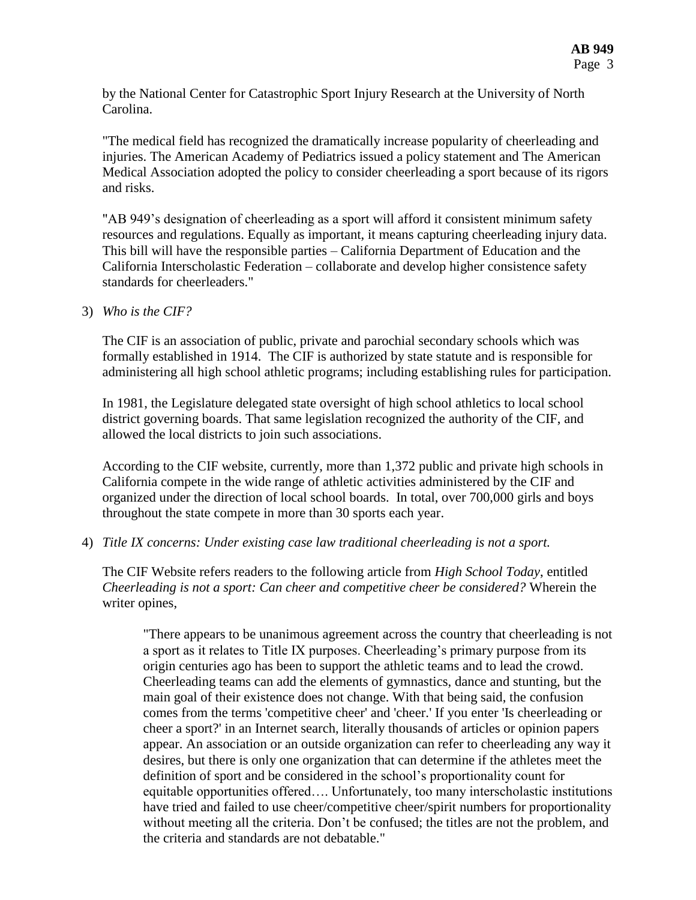by the National Center for Catastrophic Sport Injury Research at the University of North Carolina.

"The medical field has recognized the dramatically increase popularity of cheerleading and injuries. The American Academy of Pediatrics issued a policy statement and The American Medical Association adopted the policy to consider cheerleading a sport because of its rigors and risks.

"AB 949's designation of cheerleading as a sport will afford it consistent minimum safety resources and regulations. Equally as important, it means capturing cheerleading injury data. This bill will have the responsible parties – California Department of Education and the California Interscholastic Federation – collaborate and develop higher consistence safety standards for cheerleaders."

3) *Who is the CIF?*

The CIF is an association of public, private and parochial secondary schools which was formally established in 1914. The CIF is authorized by state statute and is responsible for administering all high school athletic programs; including establishing rules for participation.

In 1981, the Legislature delegated state oversight of high school athletics to local school district governing boards. That same legislation recognized the authority of the CIF, and allowed the local districts to join such associations.

According to the CIF website, currently, more than 1,372 public and private high schools in California compete in the wide range of athletic activities administered by the CIF and organized under the direction of local school boards. In total, over 700,000 girls and boys throughout the state compete in more than 30 sports each year.

4) *Title IX concerns: Under existing case law traditional cheerleading is not a sport.*

The CIF Website refers readers to the following article from *High School Today*, entitled *Cheerleading is not a sport: Can cheer and competitive cheer be considered?* Wherein the writer opines,

> "There appears to be unanimous agreement across the country that cheerleading is not a sport as it relates to Title IX purposes. Cheerleading's primary purpose from its origin centuries ago has been to support the athletic teams and to lead the crowd. Cheerleading teams can add the elements of gymnastics, dance and stunting, but the main goal of their existence does not change. With that being said, the confusion comes from the terms 'competitive cheer' and 'cheer.' If you enter 'Is cheerleading or cheer a sport?' in an Internet search, literally thousands of articles or opinion papers appear. An association or an outside organization can refer to cheerleading any way it desires, but there is only one organization that can determine if the athletes meet the definition of sport and be considered in the school's proportionality count for equitable opportunities offered…. Unfortunately, too many interscholastic institutions have tried and failed to use cheer/competitive cheer/spirit numbers for proportionality without meeting all the criteria. Don't be confused; the titles are not the problem, and the criteria and standards are not debatable."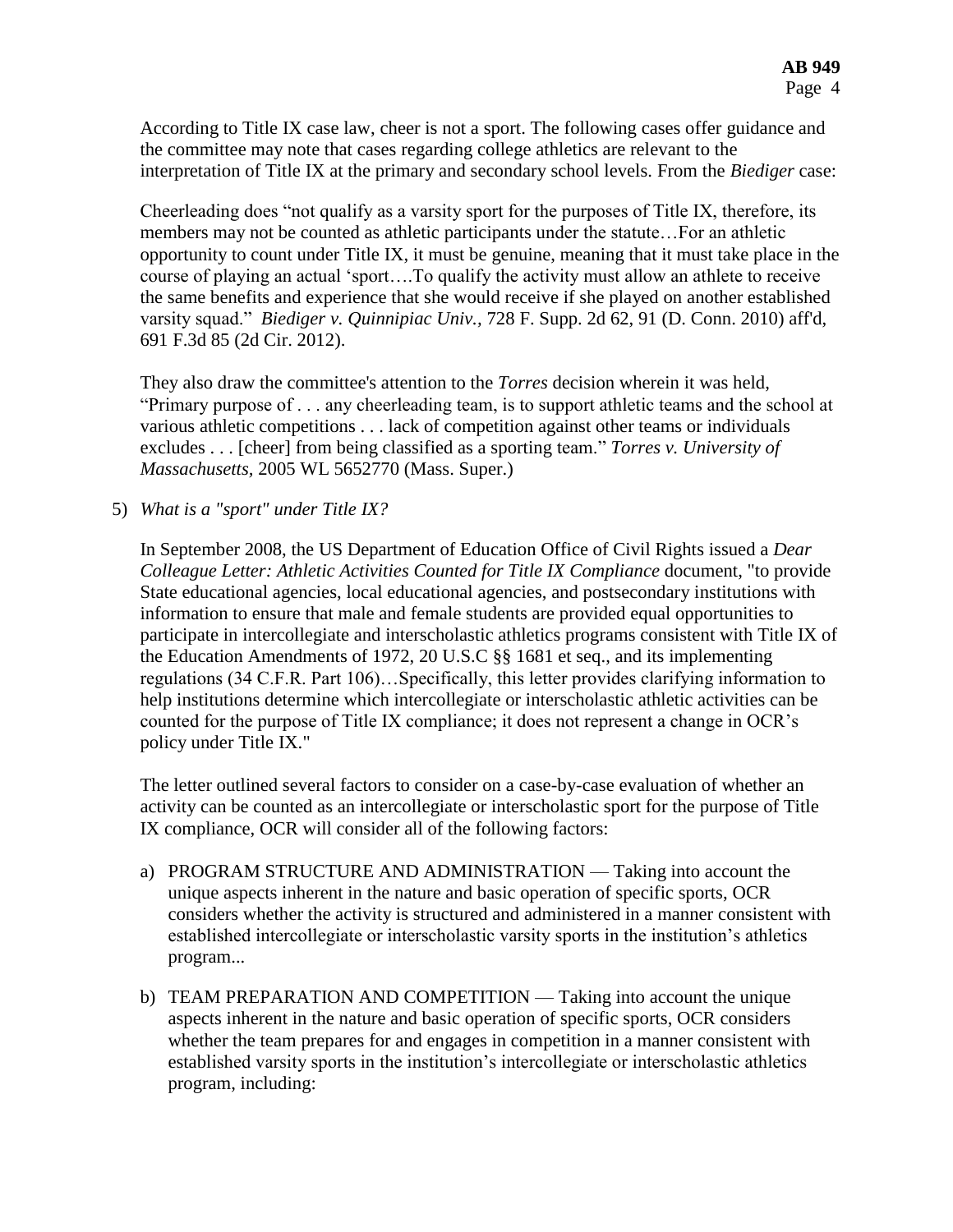According to Title IX case law, cheer is not a sport. The following cases offer guidance and the committee may note that cases regarding college athletics are relevant to the interpretation of Title IX at the primary and secondary school levels. From the *Biediger* case:

Cheerleading does "not qualify as a varsity sport for the purposes of Title IX, therefore, its members may not be counted as athletic participants under the statute…For an athletic opportunity to count under Title IX, it must be genuine, meaning that it must take place in the course of playing an actual 'sport….To qualify the activity must allow an athlete to receive the same benefits and experience that she would receive if she played on another established varsity squad." *Biediger v. Quinnipiac Univ.,* 728 F. Supp. 2d 62, 91 (D. Conn. 2010) aff'd, 691 F.3d 85 (2d Cir. 2012).

They also draw the committee's attention to the *Torres* decision wherein it was held, "Primary purpose of . . . any cheerleading team, is to support athletic teams and the school at various athletic competitions . . . lack of competition against other teams or individuals excludes . . . [cheer] from being classified as a sporting team." *Torres v. University of Massachusetts,* 2005 WL 5652770 (Mass. Super.)

5) *What is a "sport" under Title IX?*

   In September 2008, the US Department of Education Office of Civil Rights issued a *Dear Colleague Letter: Athletic Activities Counted for Title IX Compliance* document, "to provide State educational agencies, local educational agencies, and postsecondary institutions with information to ensure that male and female students are provided equal opportunities to participate in intercollegiate and interscholastic athletics programs consistent with Title IX of the Education Amendments of 1972, 20 U.S.C §§ 1681 et seq., and its implementing regulations (34 C.F.R. Part 106)…Specifically, this letter provides clarifying information to help institutions determine which intercollegiate or interscholastic athletic activities can be counted for the purpose of Title IX compliance; it does not represent a change in OCR's policy under Title IX."

   The letter outlined several factors to consider on a case-by-case evaluation of whether an activity can be counted as an intercollegiate or interscholastic sport for the purpose of Title IX compliance, OCR will consider all of the following factors:

   a) PROGRAM STRUCTURE AND ADMINISTRATION — Taking into account the unique aspects inherent in the nature and basic operation of specific sports, OCR considers whether the activity is structured and administered in a manner consistent with established intercollegiate or interscholastic varsity sports in the institution's athletics program...

   b) TEAM PREPARATION AND COMPETITION — Taking into account the unique aspects inherent in the nature and basic operation of specific sports, OCR considers whether the team prepares for and engages in competition in a manner consistent with established varsity sports in the institution's intercollegiate or interscholastic athletics program, including: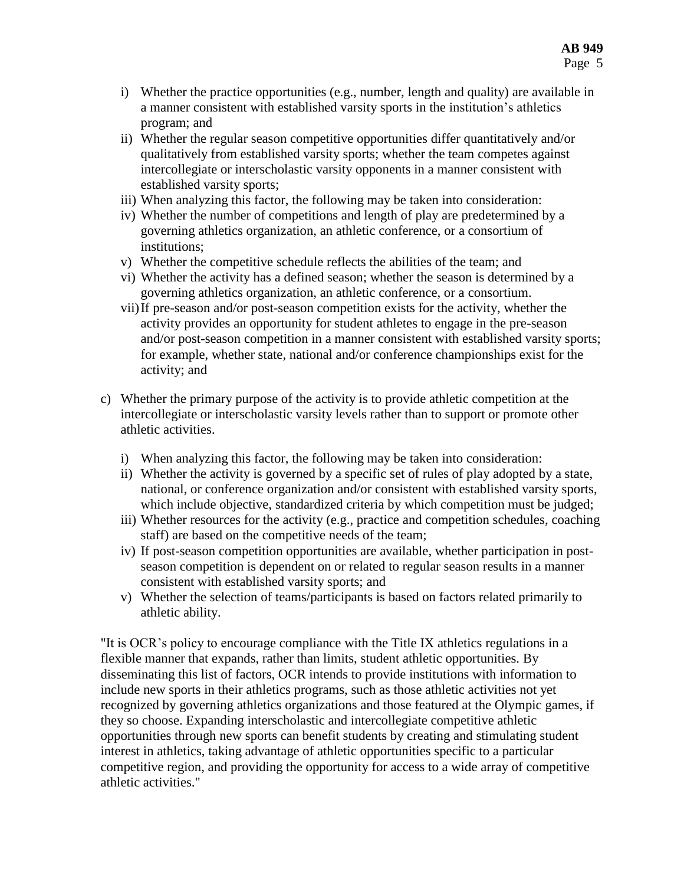i) Whether the practice opportunities (e.g., number, length and quality) are available in a manner consistent with established varsity sports in the institution's athletics program; and
ii) Whether the regular season competitive opportunities differ quantitatively and/or qualitatively from established varsity sports; whether the team competes against intercollegiate or interscholastic varsity opponents in a manner consistent with established varsity sports;
iii) When analyzing this factor, the following may be taken into consideration:
iv) Whether the number of competitions and length of play are predetermined by a governing athletics organization, an athletic conference, or a consortium of institutions;
v) Whether the competitive schedule reflects the abilities of the team; and
vi) Whether the activity has a defined season; whether the season is determined by a governing athletics organization, an athletic conference, or a consortium.
vii) If pre-season and/or post-season competition exists for the activity, whether the activity provides an opportunity for student athletes to engage in the pre-season and/or post-season competition in a manner consistent with established varsity sports; for example, whether state, national and/or conference championships exist for the activity; and

c) Whether the primary purpose of the activity is to provide athletic competition at the intercollegiate or interscholastic varsity levels rather than to support or promote other athletic activities.

   i) When analyzing this factor, the following may be taken into consideration:
   ii) Whether the activity is governed by a specific set of rules of play adopted by a state, national, or conference organization and/or consistent with established varsity sports, which include objective, standardized criteria by which competition must be judged;
   iii) Whether resources for the activity (e.g., practice and competition schedules, coaching staff) are based on the competitive needs of the team;
   iv) If post-season competition opportunities are available, whether participation in post-season competition is dependent on or related to regular season results in a manner consistent with established varsity sports; and
   v) Whether the selection of teams/participants is based on factors related primarily to athletic ability.

"It is OCR's policy to encourage compliance with the Title IX athletics regulations in a flexible manner that expands, rather than limits, student athletic opportunities. By disseminating this list of factors, OCR intends to provide institutions with information to include new sports in their athletics programs, such as those athletic activities not yet recognized by governing athletics organizations and those featured at the Olympic games, if they so choose. Expanding interscholastic and intercollegiate competitive athletic opportunities through new sports can benefit students by creating and stimulating student interest in athletics, taking advantage of athletic opportunities specific to a particular competitive region, and providing the opportunity for access to a wide array of competitive athletic activities."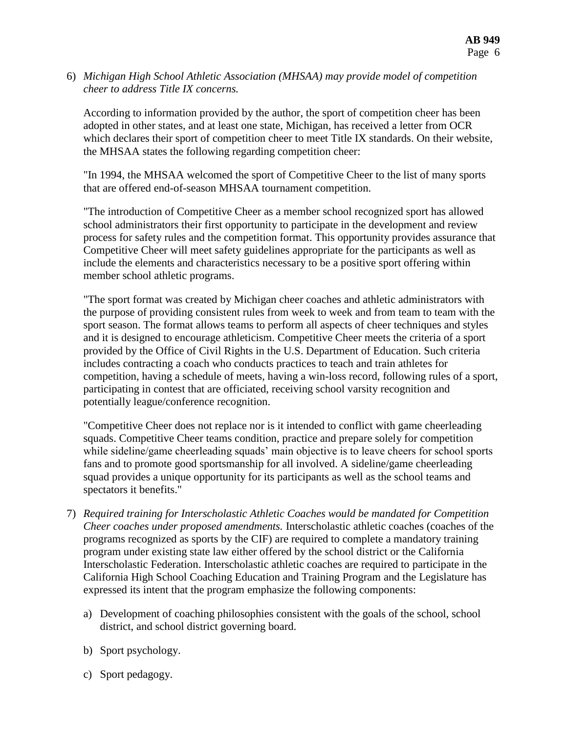6) *Michigan High School Athletic Association (MHSAA) may provide model of competition cheer to address Title IX concerns.*

   According to information provided by the author, the sport of competition cheer has been adopted in other states, and at least one state, Michigan, has received a letter from OCR which declares their sport of competition cheer to meet Title IX standards. On their website, the MHSAA states the following regarding competition cheer:

   "In 1994, the MHSAA welcomed the sport of Competitive Cheer to the list of many sports that are offered end-of-season MHSAA tournament competition.

   "The introduction of Competitive Cheer as a member school recognized sport has allowed school administrators their first opportunity to participate in the development and review process for safety rules and the competition format. This opportunity provides assurance that Competitive Cheer will meet safety guidelines appropriate for the participants as well as include the elements and characteristics necessary to be a positive sport offering within member school athletic programs.

   "The sport format was created by Michigan cheer coaches and athletic administrators with the purpose of providing consistent rules from week to week and from team to team with the sport season. The format allows teams to perform all aspects of cheer techniques and styles and it is designed to encourage athleticism. Competitive Cheer meets the criteria of a sport provided by the Office of Civil Rights in the U.S. Department of Education. Such criteria includes contracting a coach who conducts practices to teach and train athletes for competition, having a schedule of meets, having a win-loss record, following rules of a sport, participating in contest that are officiated, receiving school varsity recognition and potentially league/conference recognition.

   "Competitive Cheer does not replace nor is it intended to conflict with game cheerleading squads. Competitive Cheer teams condition, practice and prepare solely for competition while sideline/game cheerleading squads' main objective is to leave cheers for school sports fans and to promote good sportsmanship for all involved. A sideline/game cheerleading squad provides a unique opportunity for its participants as well as the school teams and spectators it benefits."

7) *Required training for Interscholastic Athletic Coaches would be mandated for Competition Cheer coaches under proposed amendments.* Interscholastic athletic coaches (coaches of the programs recognized as sports by the CIF) are required to complete a mandatory training program under existing state law either offered by the school district or the California Interscholastic Federation. Interscholastic athletic coaches are required to participate in the California High School Coaching Education and Training Program and the Legislature has expressed its intent that the program emphasize the following components:

   a) Development of coaching philosophies consistent with the goals of the school, school district, and school district governing board.

   b) Sport psychology.

   c) Sport pedagogy.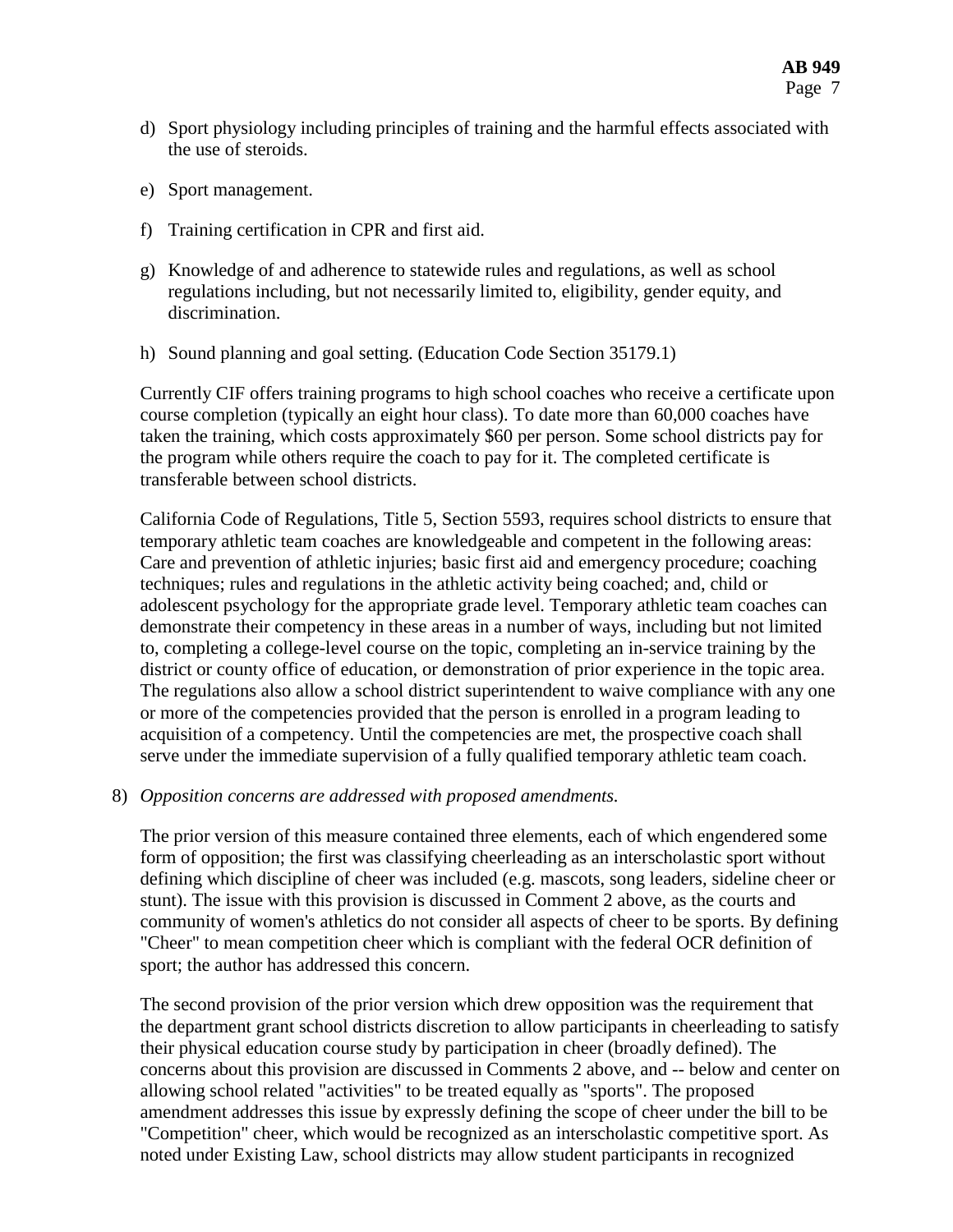d) Sport physiology including principles of training and the harmful effects associated with the use of steroids.

e) Sport management.

f) Training certification in CPR and first aid.

g) Knowledge of and adherence to statewide rules and regulations, as well as school regulations including, but not necessarily limited to, eligibility, gender equity, and discrimination.

h) Sound planning and goal setting. (Education Code Section 35179.1)

Currently CIF offers training programs to high school coaches who receive a certificate upon course completion (typically an eight hour class). To date more than 60,000 coaches have taken the training, which costs approximately $60 per person. Some school districts pay for the program while others require the coach to pay for it. The completed certificate is transferable between school districts.

California Code of Regulations, Title 5, Section 5593, requires school districts to ensure that temporary athletic team coaches are knowledgeable and competent in the following areas: Care and prevention of athletic injuries; basic first aid and emergency procedure; coaching techniques; rules and regulations in the athletic activity being coached; and, child or adolescent psychology for the appropriate grade level. Temporary athletic team coaches can demonstrate their competency in these areas in a number of ways, including but not limited to, completing a college-level course on the topic, completing an in-service training by the district or county office of education, or demonstration of prior experience in the topic area. The regulations also allow a school district superintendent to waive compliance with any one or more of the competencies provided that the person is enrolled in a program leading to acquisition of a competency. Until the competencies are met, the prospective coach shall serve under the immediate supervision of a fully qualified temporary athletic team coach.

8) *Opposition concerns are addressed with proposed amendments.*

The prior version of this measure contained three elements, each of which engendered some form of opposition; the first was classifying cheerleading as an interscholastic sport without defining which discipline of cheer was included (e.g. mascots, song leaders, sideline cheer or stunt). The issue with this provision is discussed in Comment 2 above, as the courts and community of women's athletics do not consider all aspects of cheer to be sports. By defining "Cheer" to mean competition cheer which is compliant with the federal OCR definition of sport; the author has addressed this concern.

The second provision of the prior version which drew opposition was the requirement that the department grant school districts discretion to allow participants in cheerleading to satisfy their physical education course study by participation in cheer (broadly defined). The concerns about this provision are discussed in Comments 2 above, and -- below and center on allowing school related "activities" to be treated equally as "sports". The proposed amendment addresses this issue by expressly defining the scope of cheer under the bill to be "Competition" cheer, which would be recognized as an interscholastic competitive sport. As noted under Existing Law, school districts may allow student participants in recognized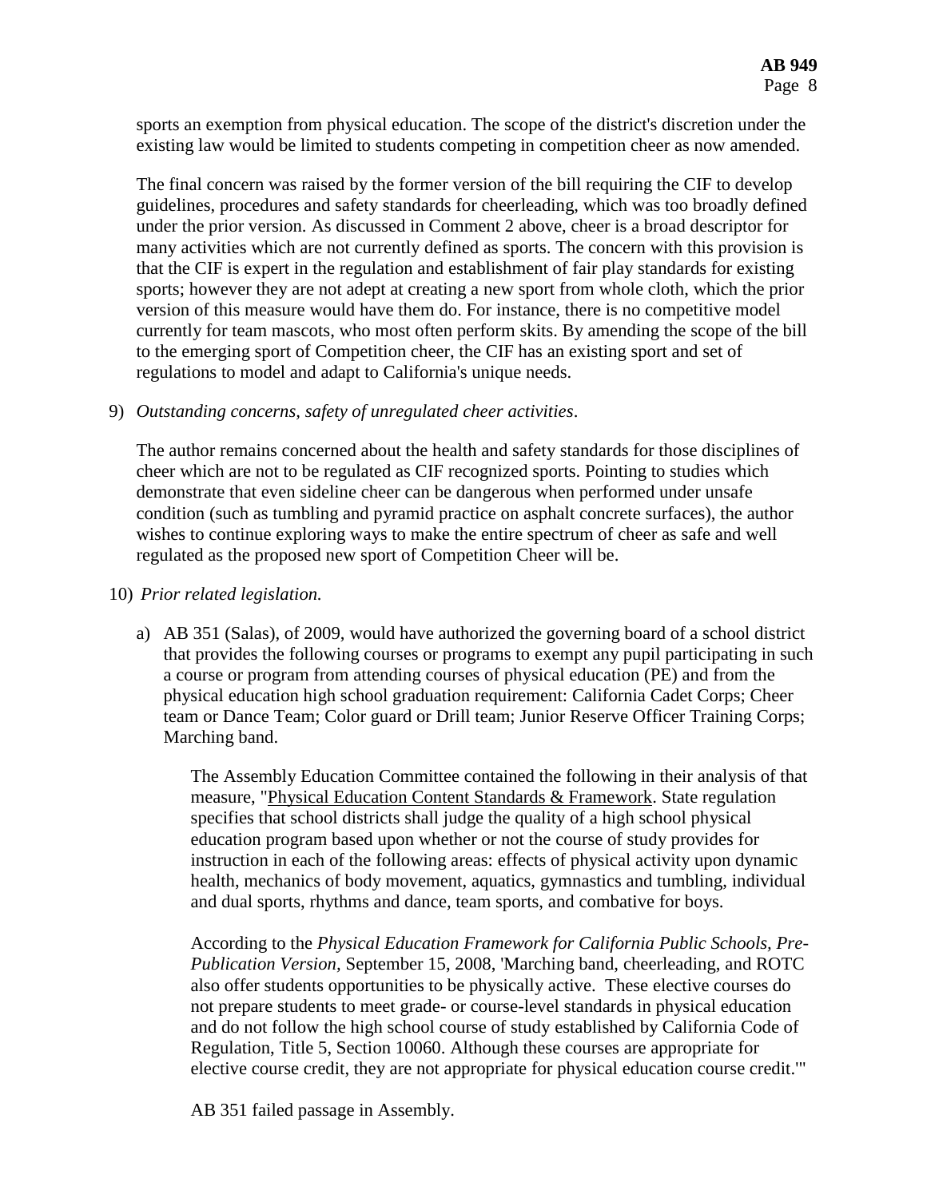sports an exemption from physical education. The scope of the district's discretion under the existing law would be limited to students competing in competition cheer as now amended.

The final concern was raised by the former version of the bill requiring the CIF to develop guidelines, procedures and safety standards for cheerleading, which was too broadly defined under the prior version. As discussed in Comment 2 above, cheer is a broad descriptor for many activities which are not currently defined as sports. The concern with this provision is that the CIF is expert in the regulation and establishment of fair play standards for existing sports; however they are not adept at creating a new sport from whole cloth, which the prior version of this measure would have them do. For instance, there is no competitive model currently for team mascots, who most often perform skits. By amending the scope of the bill to the emerging sport of Competition cheer, the CIF has an existing sport and set of regulations to model and adapt to California's unique needs.

9) *Outstanding concerns, safety of unregulated cheer activities*.

   The author remains concerned about the health and safety standards for those disciplines of cheer which are not to be regulated as CIF recognized sports. Pointing to studies which demonstrate that even sideline cheer can be dangerous when performed under unsafe condition (such as tumbling and pyramid practice on asphalt concrete surfaces), the author wishes to continue exploring ways to make the entire spectrum of cheer as safe and well regulated as the proposed new sport of Competition Cheer will be.

10) *Prior related legislation.*

    a) AB 351 (Salas), of 2009, would have authorized the governing board of a school district that provides the following courses or programs to exempt any pupil participating in such a course or program from attending courses of physical education (PE) and from the physical education high school graduation requirement: California Cadet Corps; Cheer team or Dance Team; Color guard or Drill team; Junior Reserve Officer Training Corps; Marching band.

       The Assembly Education Committee contained the following in their analysis of that measure, "Physical Education Content Standards & Framework. State regulation specifies that school districts shall judge the quality of a high school physical education program based upon whether or not the course of study provides for instruction in each of the following areas: effects of physical activity upon dynamic health, mechanics of body movement, aquatics, gymnastics and tumbling, individual and dual sports, rhythms and dance, team sports, and combative for boys.

       According to the *Physical Education Framework for California Public Schools, Pre-Publication Version,* September 15, 2008, 'Marching band, cheerleading, and ROTC also offer students opportunities to be physically active. These elective courses do not prepare students to meet grade- or course-level standards in physical education and do not follow the high school course of study established by California Code of Regulation, Title 5, Section 10060. Although these courses are appropriate for elective course credit, they are not appropriate for physical education course credit.'"

       AB 351 failed passage in Assembly.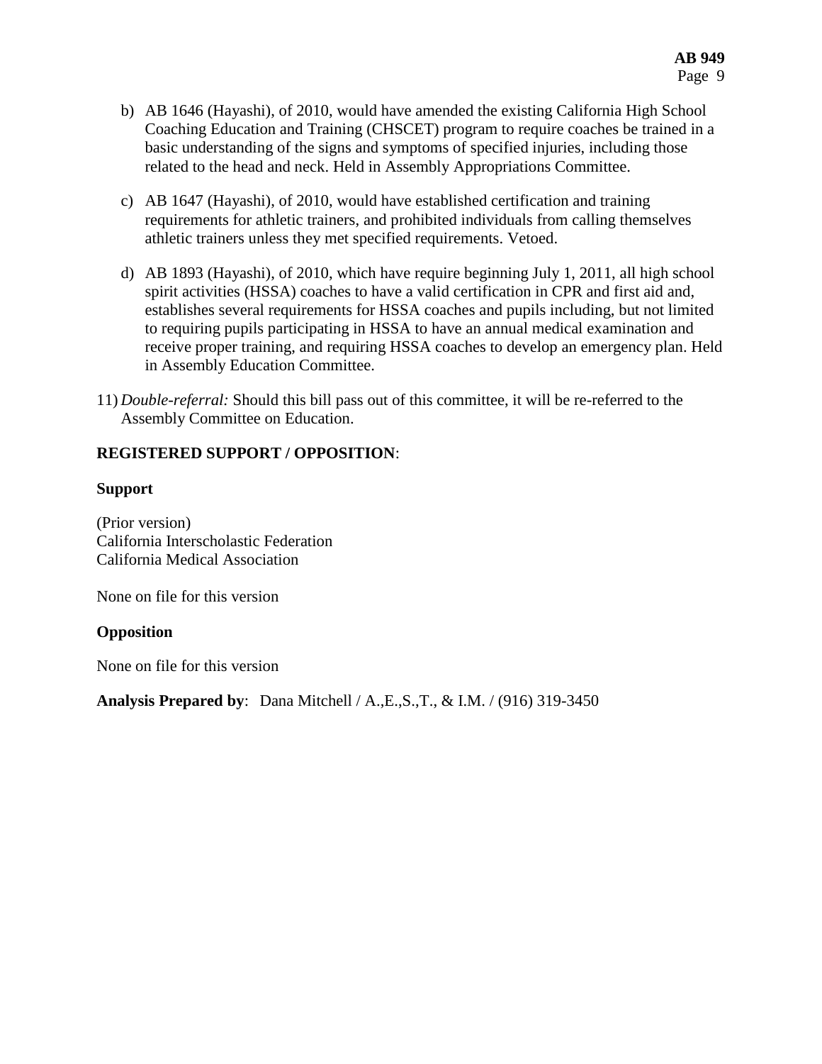b) AB 1646 (Hayashi), of 2010, would have amended the existing California High School Coaching Education and Training (CHSCET) program to require coaches be trained in a basic understanding of the signs and symptoms of specified injuries, including those related to the head and neck. Held in Assembly Appropriations Committee.

c) AB 1647 (Hayashi), of 2010, would have established certification and training requirements for athletic trainers, and prohibited individuals from calling themselves athletic trainers unless they met specified requirements. Vetoed.

d) AB 1893 (Hayashi), of 2010, which have require beginning July 1, 2011, all high school spirit activities (HSSA) coaches to have a valid certification in CPR and first aid and, establishes several requirements for HSSA coaches and pupils including, but not limited to requiring pupils participating in HSSA to have an annual medical examination and receive proper training, and requiring HSSA coaches to develop an emergency plan. Held in Assembly Education Committee.

11) *Double-referral:* Should this bill pass out of this committee, it will be re-referred to the Assembly Committee on Education.

**REGISTERED SUPPORT / OPPOSITION**:

**Support**

(Prior version)
California Interscholastic Federation
California Medical Association

None on file for this version

**Opposition**

None on file for this version

**Analysis Prepared by**: Dana Mitchell / A.,E.,S.,T., & I.M. / (916) 319-3450